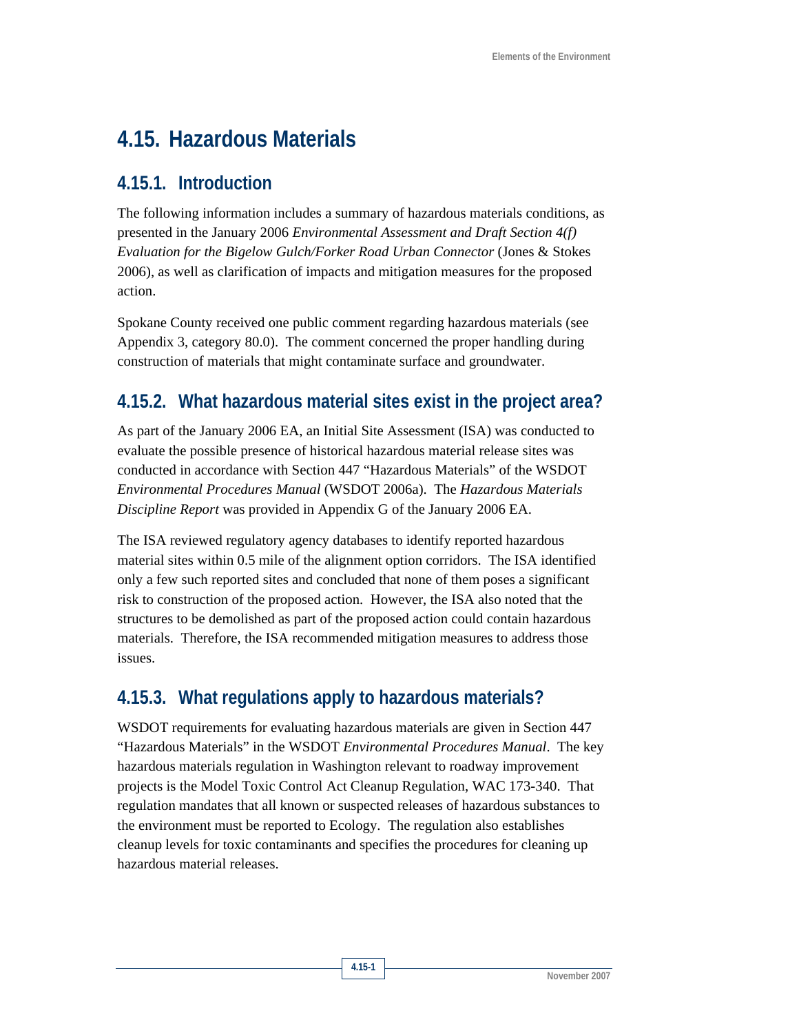# 4.15. Hazardous Materials

## 4.15.1. Introduction

The following information includes a summary of hazardous materials conditions, as presented in the January 2006 *Environmental Assessment and Draft Section 4(f) Evaluation for the Bigelow Gulch/Forker Road Urban Connector* (Jones & Stokes 2006), as well as clarification of impacts and mitigation measures for the proposed action.

Spokane County received one public comment regarding hazardous materials (see Appendix 3, category 80.0). The comment concerned the proper handling during construction of materials that might contaminate surface and groundwater.

## 4.15.2. What hazardous material sites exist in the project area?

As part of the January 2006 EA, an Initial Site Assessment (ISA) was conducted to evaluate the possible presence of historical hazardous material release sites was conducted in accordance with Section 447 "Hazardous Materials" of the WSDOT *Environmental Procedures Manual* (WSDOT 2006a). The *Hazardous Materials Discipline Report* was provided in Appendix G of the January 2006 EA.

The ISA reviewed regulatory agency databases to identify reported hazardous material sites within 0.5 mile of the alignment option corridors. The ISA identified only a few such reported sites and concluded that none of them poses a significant risk to construction of the proposed action. However, the ISA also noted that the structures to be demolished as part of the proposed action could contain hazardous materials. Therefore, the ISA recommended mitigation measures to address those issues.

## 4.15.3. What regulations apply to hazardous materials?

WSDOT requirements for evaluating hazardous materials are given in Section 447 "Hazardous Materials" in the WSDOT *Environmental Procedures Manual*. The key hazardous materials regulation in Washington relevant to roadway improvement projects is the Model Toxic Control Act Cleanup Regulation, WAC 173-340. That regulation mandates that all known or suspected releases of hazardous substances to the environment must be reported to Ecology. The regulation also establishes cleanup levels for toxic contaminants and specifies the procedures for cleaning up hazardous material releases.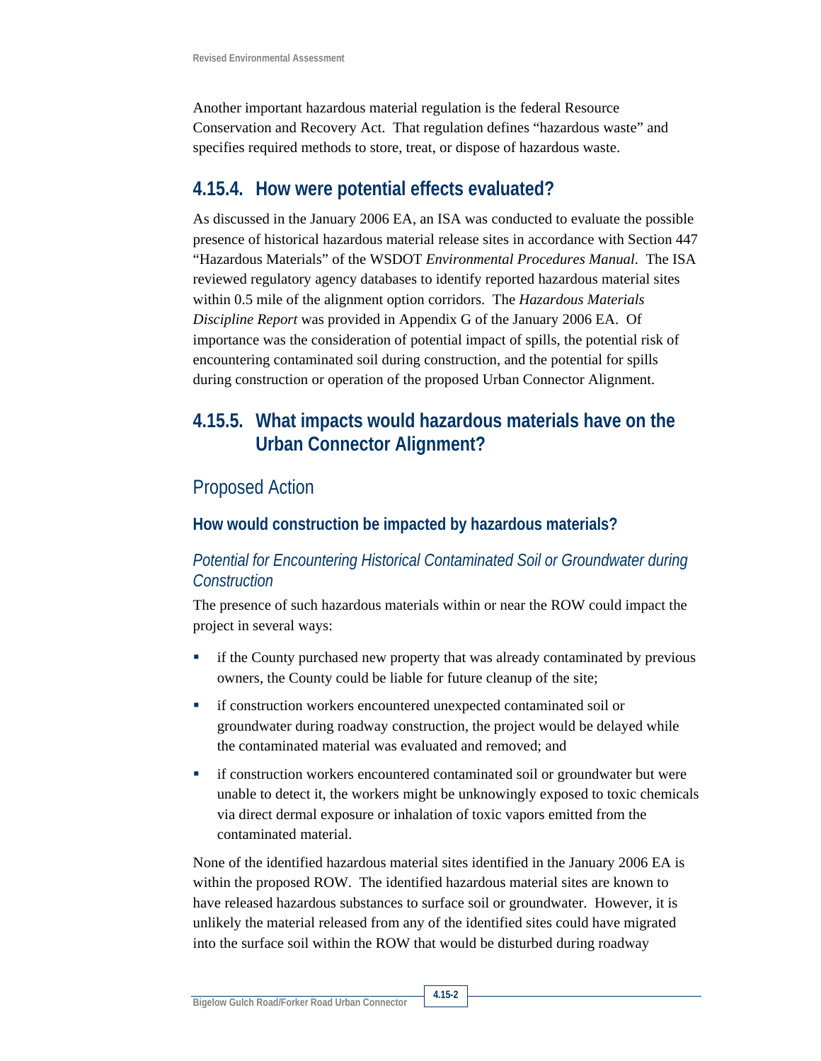Another important hazardous material regulation is the federal Resource Conservation and Recovery Act. That regulation defines “hazardous waste” and specifies required methods to store, treat, or dispose of hazardous waste.

## 4.15.4. How were potential effects evaluated?

As discussed in the January 2006 EA, an ISA was conducted to evaluate the possible presence of historical hazardous material release sites in accordance with Section 447 “Hazardous Materials” of the WSDOT *Environmental Procedures Manual*. The ISA reviewed regulatory agency databases to identify reported hazardous material sites within 0.5 mile of the alignment option corridors. The *Hazardous Materials Discipline Report* was provided in Appendix G of the January 2006 EA. Of importance was the consideration of potential impact of spills, the potential risk of encountering contaminated soil during construction, and the potential for spills during construction or operation of the proposed Urban Connector Alignment.

## 4.15.5. What impacts would hazardous materials have on the Urban Connector Alignment?

### Proposed Action

#### How would construction be impacted by hazardous materials?

*Potential for Encountering Historical Contaminated Soil or Groundwater during Construction*

The presence of such hazardous materials within or near the ROW could impact the project in several ways:

- if the County purchased new property that was already contaminated by previous owners, the County could be liable for future cleanup of the site;
- if construction workers encountered unexpected contaminated soil or groundwater during roadway construction, the project would be delayed while the contaminated material was evaluated and removed; and
- if construction workers encountered contaminated soil or groundwater but were unable to detect it, the workers might be unknowingly exposed to toxic chemicals via direct dermal exposure or inhalation of toxic vapors emitted from the contaminated material.

None of the identified hazardous material sites identified in the January 2006 EA is within the proposed ROW. The identified hazardous material sites are known to have released hazardous substances to surface soil or groundwater. However, it is unlikely the material released from any of the identified sites could have migrated into the surface soil within the ROW that would be disturbed during roadway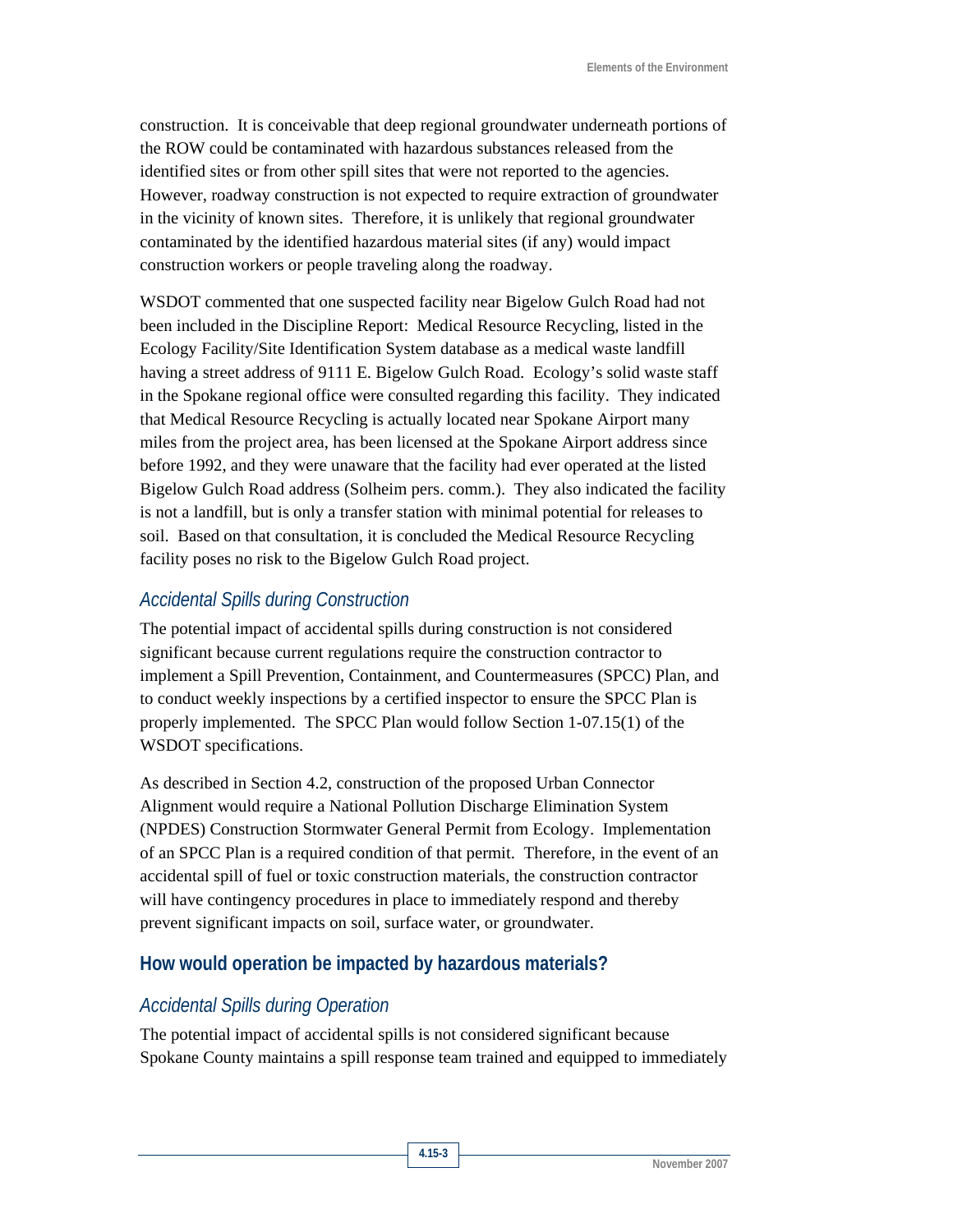construction. It is conceivable that deep regional groundwater underneath portions of the ROW could be contaminated with hazardous substances released from the identified sites or from other spill sites that were not reported to the agencies. However, roadway construction is not expected to require extraction of groundwater in the vicinity of known sites. Therefore, it is unlikely that regional groundwater contaminated by the identified hazardous material sites (if any) would impact construction workers or people traveling along the roadway.

WSDOT commented that one suspected facility near Bigelow Gulch Road had not been included in the Discipline Report: Medical Resource Recycling, listed in the Ecology Facility/Site Identification System database as a medical waste landfill having a street address of 9111 E. Bigelow Gulch Road. Ecology's solid waste staff in the Spokane regional office were consulted regarding this facility. They indicated that Medical Resource Recycling is actually located near Spokane Airport many miles from the project area, has been licensed at the Spokane Airport address since before 1992, and they were unaware that the facility had ever operated at the listed Bigelow Gulch Road address (Solheim pers. comm.). They also indicated the facility is not a landfill, but is only a transfer station with minimal potential for releases to soil. Based on that consultation, it is concluded the Medical Resource Recycling facility poses no risk to the Bigelow Gulch Road project.

### *Accidental Spills during Construction*

The potential impact of accidental spills during construction is not considered significant because current regulations require the construction contractor to implement a Spill Prevention, Containment, and Countermeasures (SPCC) Plan, and to conduct weekly inspections by a certified inspector to ensure the SPCC Plan is properly implemented. The SPCC Plan would follow Section 1-07.15(1) of the WSDOT specifications.

As described in Section 4.2, construction of the proposed Urban Connector Alignment would require a National Pollution Discharge Elimination System (NPDES) Construction Stormwater General Permit from Ecology. Implementation of an SPCC Plan is a required condition of that permit. Therefore, in the event of an accidental spill of fuel or toxic construction materials, the construction contractor will have contingency procedures in place to immediately respond and thereby prevent significant impacts on soil, surface water, or groundwater.

## How would operation be impacted by hazardous materials?

### *Accidental Spills during Operation*

The potential impact of accidental spills is not considered significant because Spokane County maintains a spill response team trained and equipped to immediately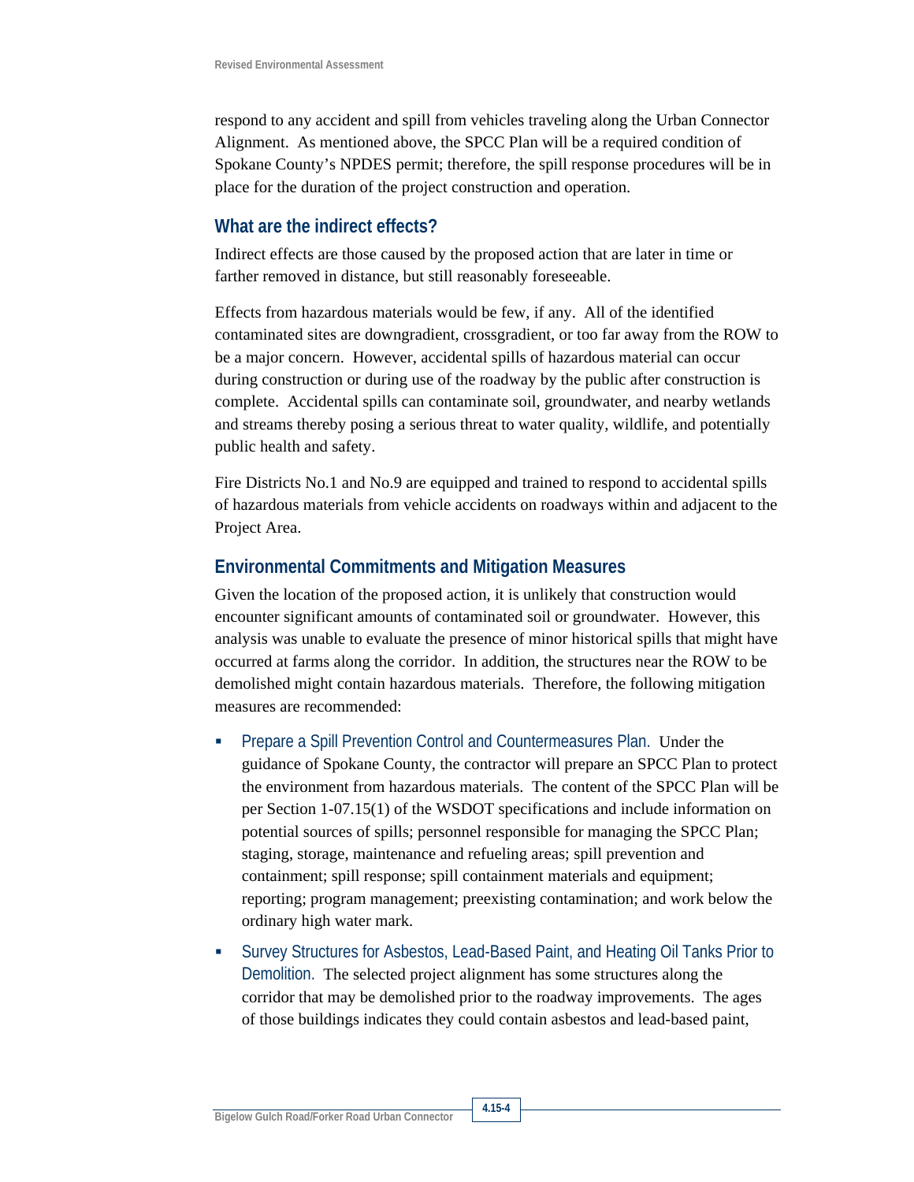respond to any accident and spill from vehicles traveling along the Urban Connector Alignment. As mentioned above, the SPCC Plan will be a required condition of Spokane County's NPDES permit; therefore, the spill response procedures will be in place for the duration of the project construction and operation.

### What are the indirect effects?

Indirect effects are those caused by the proposed action that are later in time or farther removed in distance, but still reasonably foreseeable.

Effects from hazardous materials would be few, if any. All of the identified contaminated sites are downgradient, crossgradient, or too far away from the ROW to be a major concern. However, accidental spills of hazardous material can occur during construction or during use of the roadway by the public after construction is complete. Accidental spills can contaminate soil, groundwater, and nearby wetlands and streams thereby posing a serious threat to water quality, wildlife, and potentially public health and safety.

Fire Districts No.1 and No.9 are equipped and trained to respond to accidental spills of hazardous materials from vehicle accidents on roadways within and adjacent to the Project Area.

### Environmental Commitments and Mitigation Measures

Given the location of the proposed action, it is unlikely that construction would encounter significant amounts of contaminated soil or groundwater. However, this analysis was unable to evaluate the presence of minor historical spills that might have occurred at farms along the corridor. In addition, the structures near the ROW to be demolished might contain hazardous materials. Therefore, the following mitigation measures are recommended:

- Prepare a Spill Prevention Control and Countermeasures Plan. Under the guidance of Spokane County, the contractor will prepare an SPCC Plan to protect the environment from hazardous materials. The content of the SPCC Plan will be per Section 1-07.15(1) of the WSDOT specifications and include information on potential sources of spills; personnel responsible for managing the SPCC Plan; staging, storage, maintenance and refueling areas; spill prevention and containment; spill response; spill containment materials and equipment; reporting; program management; preexisting contamination; and work below the ordinary high water mark.
- Survey Structures for Asbestos, Lead-Based Paint, and Heating Oil Tanks Prior to Demolition. The selected project alignment has some structures along the corridor that may be demolished prior to the roadway improvements. The ages of those buildings indicates they could contain asbestos and lead-based paint,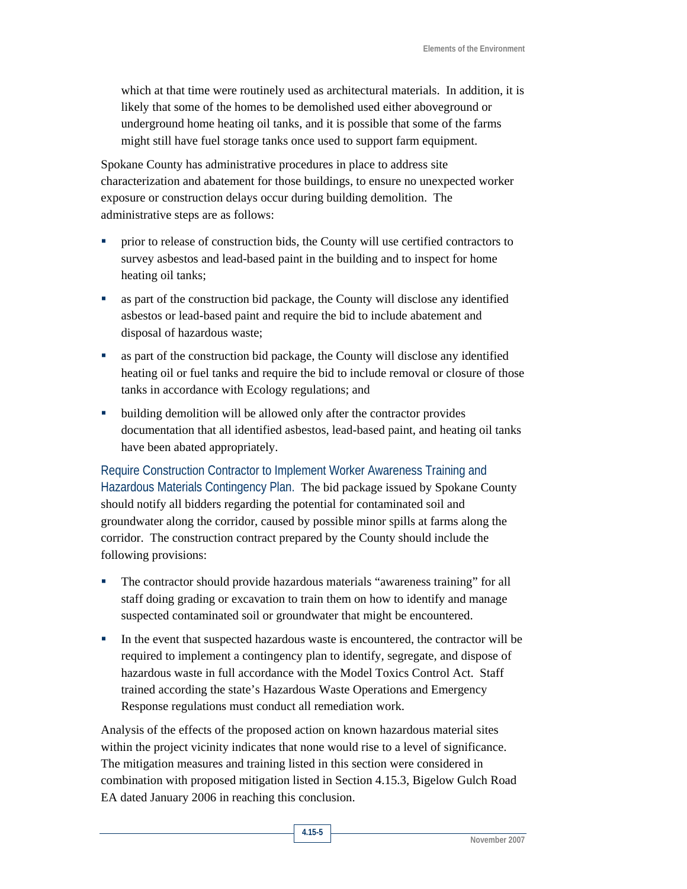which at that time were routinely used as architectural materials. In addition, it is likely that some of the homes to be demolished used either aboveground or underground home heating oil tanks, and it is possible that some of the farms might still have fuel storage tanks once used to support farm equipment.

Spokane County has administrative procedures in place to address site characterization and abatement for those buildings, to ensure no unexpected worker exposure or construction delays occur during building demolition. The administrative steps are as follows:

- prior to release of construction bids, the County will use certified contractors to survey asbestos and lead-based paint in the building and to inspect for home heating oil tanks;
- as part of the construction bid package, the County will disclose any identified asbestos or lead-based paint and require the bid to include abatement and disposal of hazardous waste;
- as part of the construction bid package, the County will disclose any identified heating oil or fuel tanks and require the bid to include removal or closure of those tanks in accordance with Ecology regulations; and
- building demolition will be allowed only after the contractor provides documentation that all identified asbestos, lead-based paint, and heating oil tanks have been abated appropriately.

Require Construction Contractor to Implement Worker Awareness Training and Hazardous Materials Contingency Plan. The bid package issued by Spokane County should notify all bidders regarding the potential for contaminated soil and groundwater along the corridor, caused by possible minor spills at farms along the corridor. The construction contract prepared by the County should include the following provisions:

- The contractor should provide hazardous materials "awareness training" for all staff doing grading or excavation to train them on how to identify and manage suspected contaminated soil or groundwater that might be encountered.
- In the event that suspected hazardous waste is encountered, the contractor will be required to implement a contingency plan to identify, segregate, and dispose of hazardous waste in full accordance with the Model Toxics Control Act. Staff trained according the state's Hazardous Waste Operations and Emergency Response regulations must conduct all remediation work.

Analysis of the effects of the proposed action on known hazardous material sites within the project vicinity indicates that none would rise to a level of significance. The mitigation measures and training listed in this section were considered in combination with proposed mitigation listed in Section 4.15.3, Bigelow Gulch Road EA dated January 2006 in reaching this conclusion.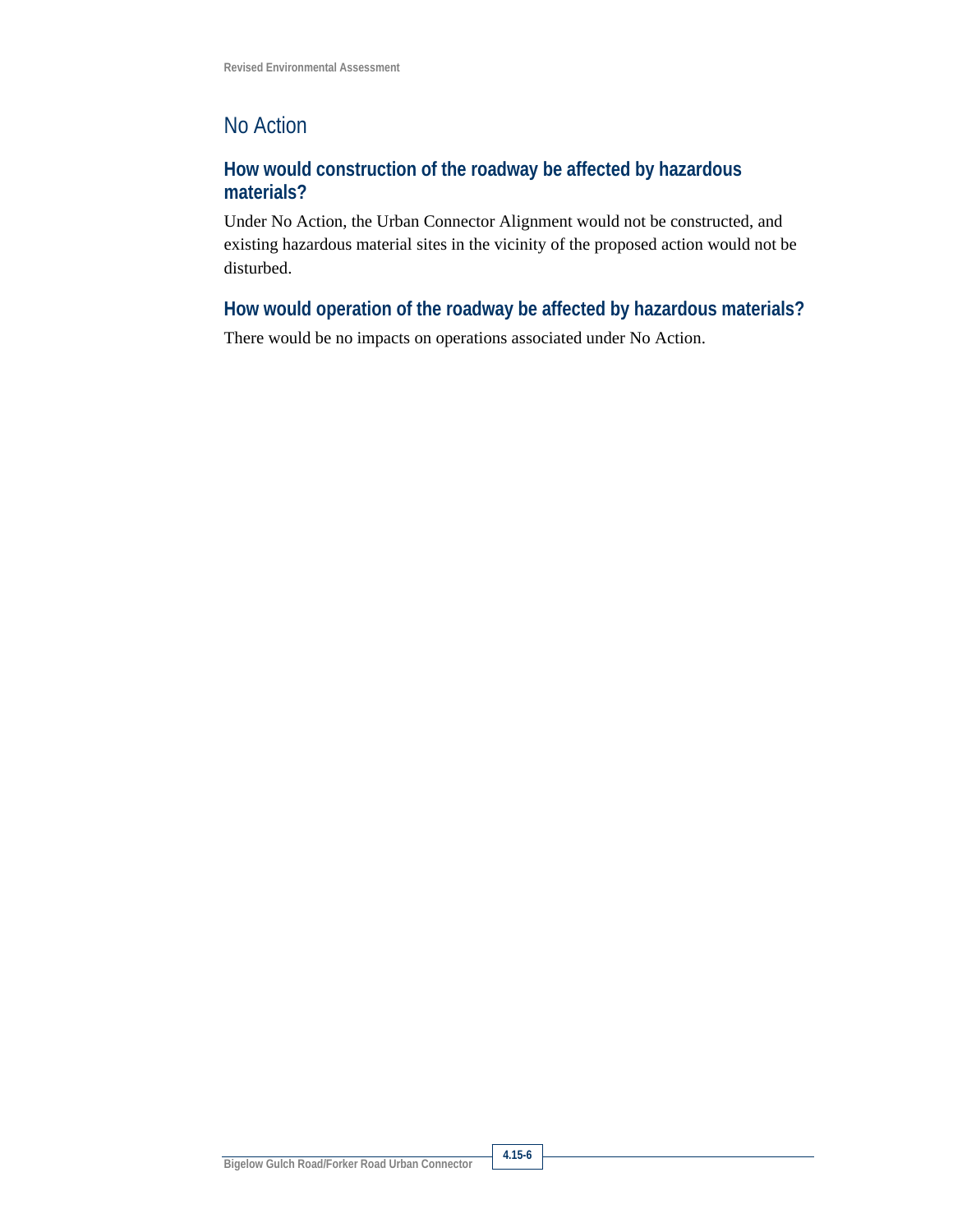## No Action

### How would construction of the roadway be affected by hazardous materials?

Under No Action, the Urban Connector Alignment would not be constructed, and existing hazardous material sites in the vicinity of the proposed action would not be disturbed.

### How would operation of the roadway be affected by hazardous materials?

There would be no impacts on operations associated under No Action.